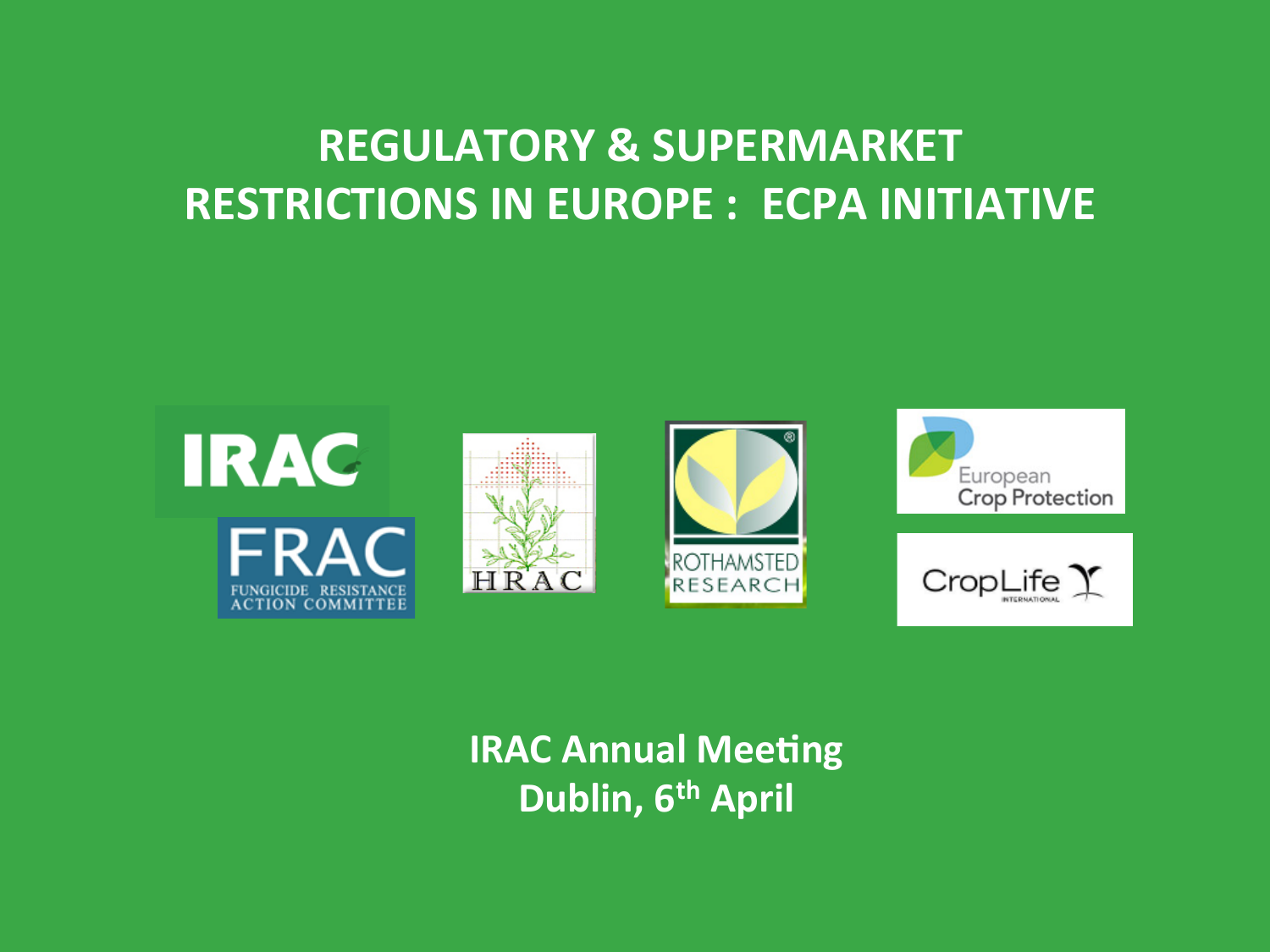# REGULATORY & SUPERMARKET RESTRICTIONS IN EUROPE : ECPA INITIATIVE

**IRAC Annual Meeting**
**Dublin, 6th April**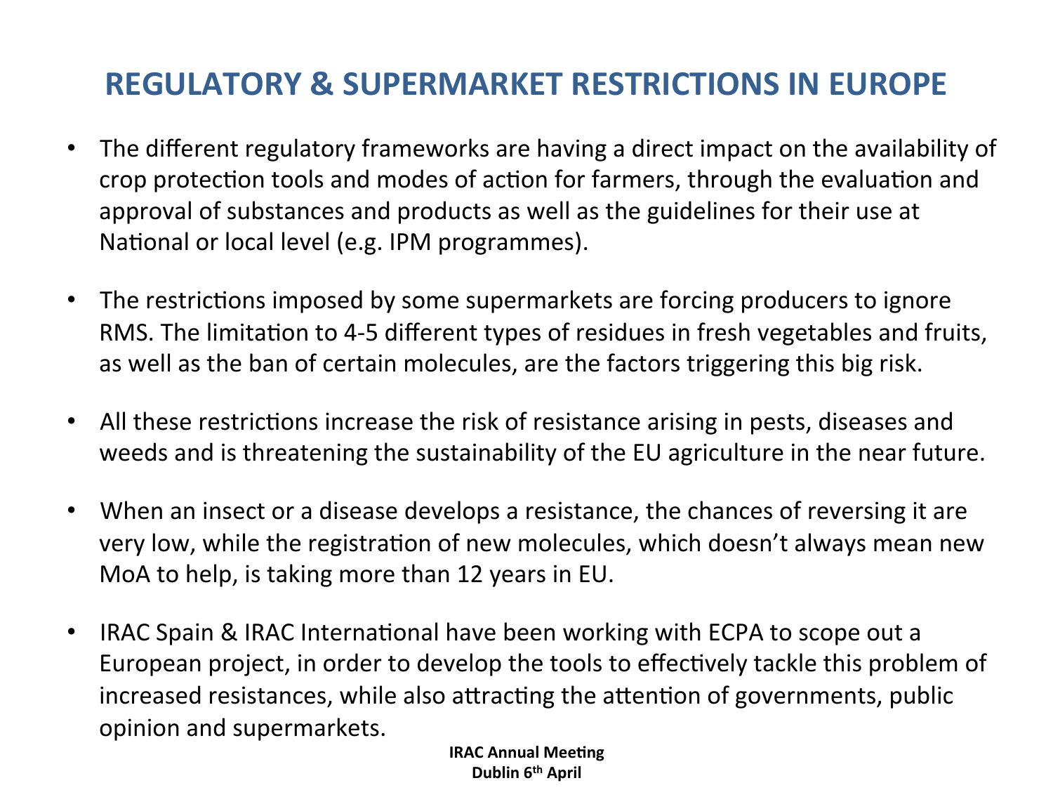# REGULATORY & SUPERMARKET RESTRICTIONS IN EUROPE

- The different regulatory frameworks are having a direct impact on the availability of crop protection tools and modes of action for farmers, through the evaluation and approval of substances and products as well as the guidelines for their use at National or local level (e.g. IPM programmes).
- The restrictions imposed by some supermarkets are forcing producers to ignore RMS. The limitation to 4-5 different types of residues in fresh vegetables and fruits, as well as the ban of certain molecules, are the factors triggering this big risk.
- All these restrictions increase the risk of resistance arising in pests, diseases and weeds and is threatening the sustainability of the EU agriculture in the near future.
- When an insect or a disease develops a resistance, the chances of reversing it are very low, while the registration of new molecules, which doesn't always mean new MoA to help, is taking more than 12 years in EU.
- IRAC Spain & IRAC International have been working with ECPA to scope out a European project, in order to develop the tools to effectively tackle this problem of increased resistances, while also attracting the attention of governments, public opinion and supermarkets.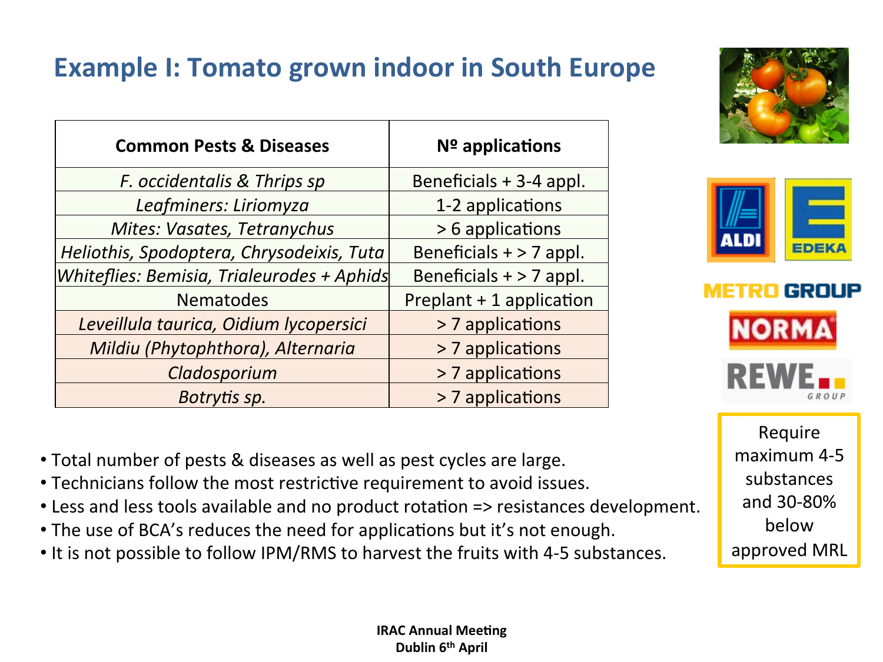# Example I: Tomato grown indoor in South Europe

| Common Pests & Diseases | Nº applications |
|---|---|
| *F. occidentalis & Thrips sp* | Beneficials + 3-4 appl. |
| *Leafminers: Liriomyza* | 1-2 applications |
| *Mites: Vasates, Tetranychus* | > 6 applications |
| *Heliothis, Spodoptera, Chrysodeixis, Tuta* | Beneficials + > 7 appl. |
| *Whiteflies: Bemisia, Trialeurodes + Aphids* | Beneficials + > 7 appl. |
| Nematodes | Preplant + 1 application |
| *Leveillula taurica, Oidium lycopersici* | > 7 applications |
| *Mildiu (Phytophthora), Alternaria* | > 7 applications |
| *Cladosporium* | > 7 applications |
| *Botrytis sp.* | > 7 applications |

- Total number of pests & diseases as well as pest cycles are large.
- Technicians follow the most restrictive requirement to avoid issues.
- Less and less tools available and no product rotation => resistances development.
- The use of BCA's reduces the need for applications but it's not enough.
- It is not possible to follow IPM/RMS to harvest the fruits with 4-5 substances.

ALDI, EDEKA, METRO GROUP, NORMA, REWE GROUP

Require maximum 4-5 substances and 30-80% below approved MRL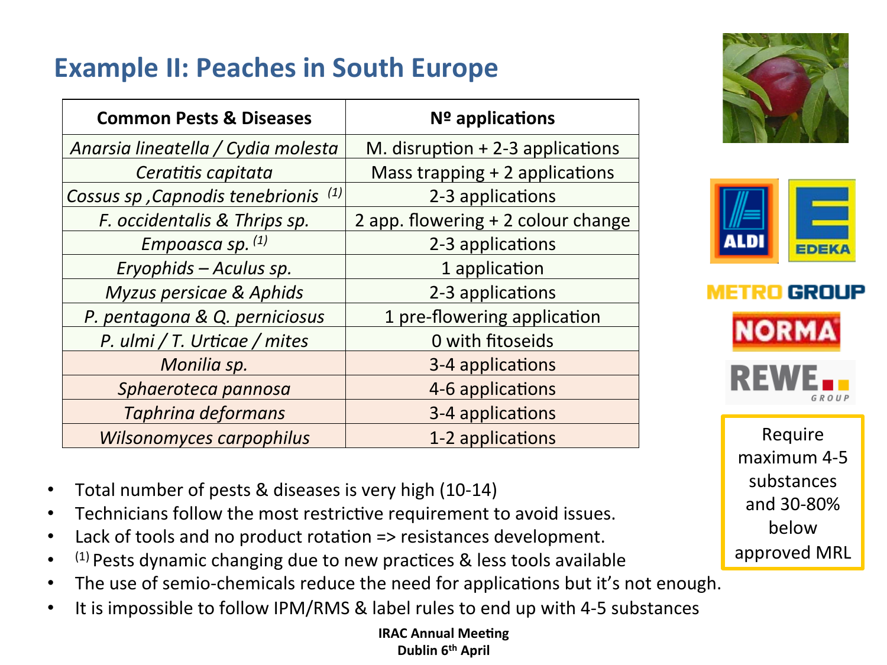# Example II: Peaches in South Europe

| Common Pests & Diseases | Nº applications |
|---|---|
| *Anarsia lineatella / Cydia molesta* | M. disruption + 2-3 applications |
| *Ceratitis capitata* | Mass trapping + 2 applications |
| *Cossus sp ,Capnodis tenebrionis* (1) | 2-3 applications |
| *F. occidentalis & Thrips sp.* | 2 app. flowering + 2 colour change |
| *Empoasca sp.* (1) | 2-3 applications |
| *Eryophids – Aculus sp.* | 1 application |
| *Myzus persicae & Aphids* | 2-3 applications |
| *P. pentagona & Q. perniciosus* | 1 pre-flowering application |
| *P. ulmi / T. Urticae / mites* | 0 with fitoseids |
| *Monilia sp.* | 3-4 applications |
| *Sphaeroteca pannosa* | 4-6 applications |
| *Taphrina deformans* | 3-4 applications |
| *Wilsonomyces carpophilus* | 1-2 applications |

ALDI, EDEKA, METRO GROUP, NORMA, REWE GROUP

Require maximum 4-5 substances and 30-80% below approved MRL

- Total number of pests & diseases is very high (10-14)
- Technicians follow the most restrictive requirement to avoid issues.
- Lack of tools and no product rotation => resistances development.
- (1) Pests dynamic changing due to new practices & less tools available
- The use of semio-chemicals reduce the need for applications but it's not enough.
- It is impossible to follow IPM/RMS & label rules to end up with 4-5 substances

**IRAC Annual Meeting**
**Dublin 6th April**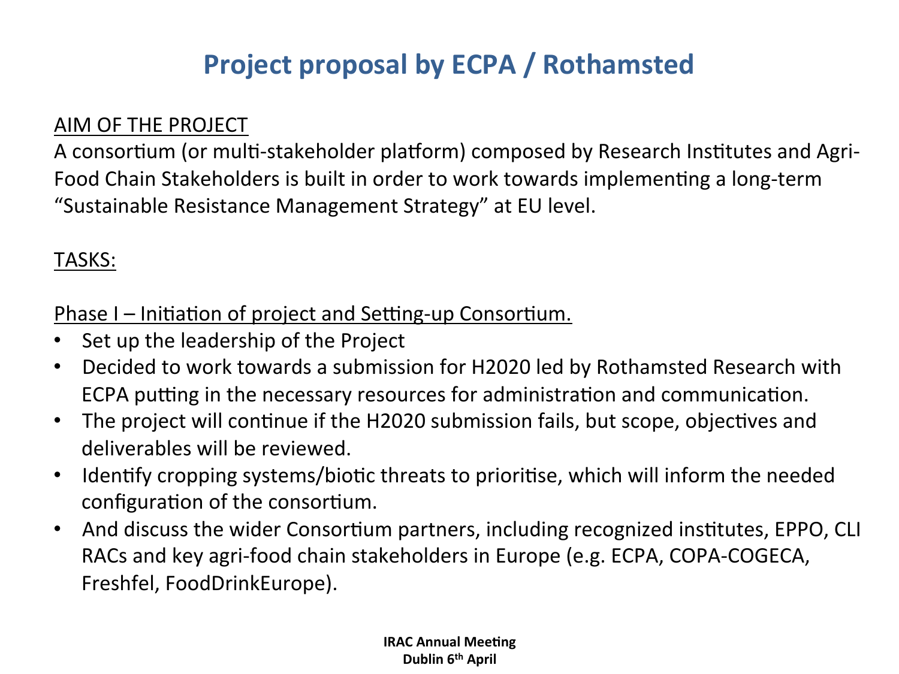# Project proposal by ECPA / Rothamsted

AIM OF THE PROJECT

A consortium (or multi-stakeholder platform) composed by Research Institutes and Agri-Food Chain Stakeholders is built in order to work towards implementing a long-term "Sustainable Resistance Management Strategy" at EU level.

TASKS:

Phase I – Initiation of project and Setting-up Consortium.

- Set up the leadership of the Project
- Decided to work towards a submission for H2020 led by Rothamsted Research with ECPA putting in the necessary resources for administration and communication.
- The project will continue if the H2020 submission fails, but scope, objectives and deliverables will be reviewed.
- Identify cropping systems/biotic threats to prioritise, which will inform the needed configuration of the consortium.
- And discuss the wider Consortium partners, including recognized institutes, EPPO, CLI RACs and key agri-food chain stakeholders in Europe (e.g. ECPA, COPA-COGECA, Freshfel, FoodDrinkEurope).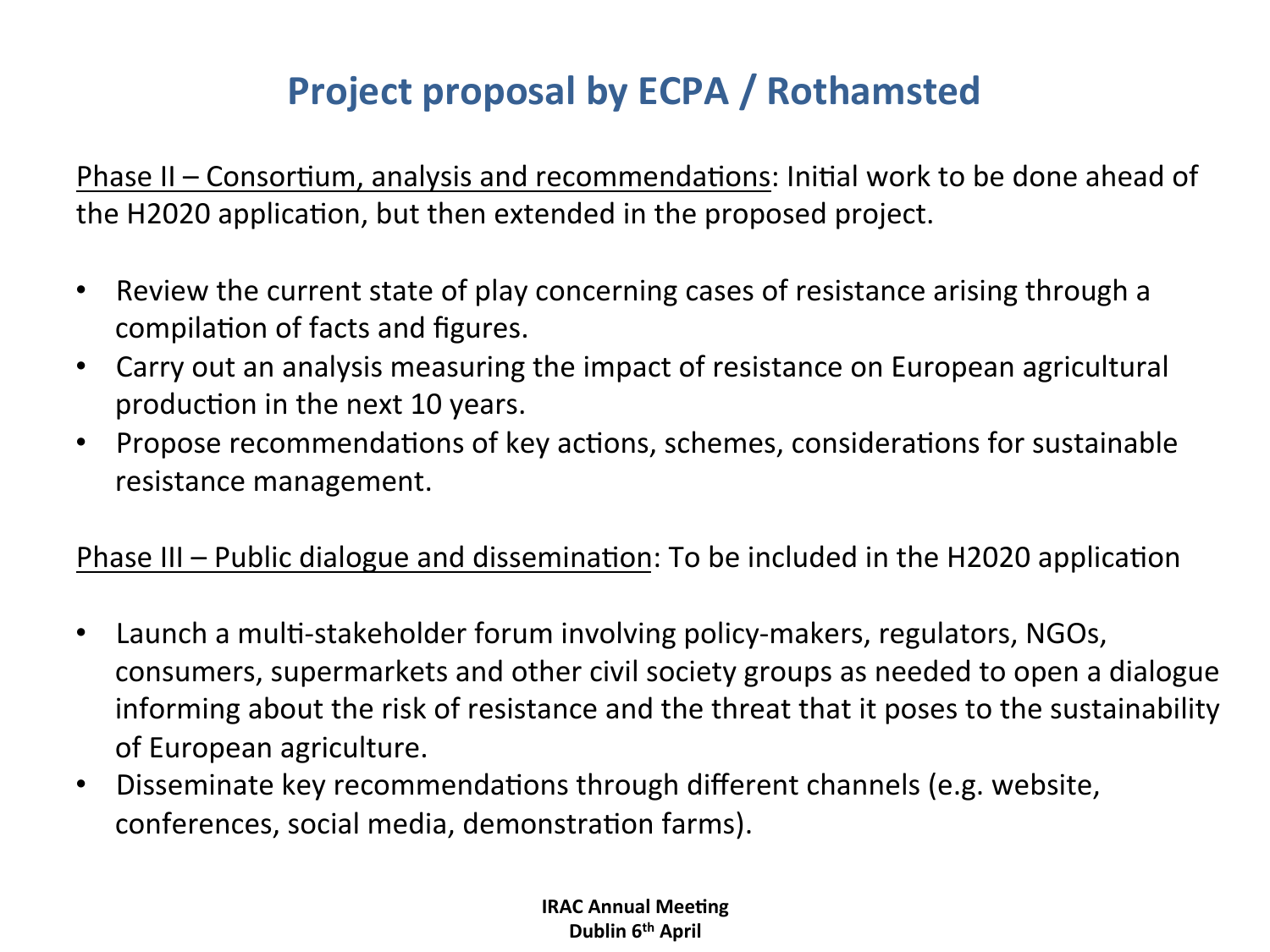# Project proposal by ECPA / Rothamsted

Phase II – Consortium, analysis and recommendations: Initial work to be done ahead of the H2020 application, but then extended in the proposed project.

- Review the current state of play concerning cases of resistance arising through a compilation of facts and figures.
- Carry out an analysis measuring the impact of resistance on European agricultural production in the next 10 years.
- Propose recommendations of key actions, schemes, considerations for sustainable resistance management.

Phase III – Public dialogue and dissemination: To be included in the H2020 application

- Launch a multi-stakeholder forum involving policy-makers, regulators, NGOs, consumers, supermarkets and other civil society groups as needed to open a dialogue informing about the risk of resistance and the threat that it poses to the sustainability of European agriculture.
- Disseminate key recommendations through different channels (e.g. website, conferences, social media, demonstration farms).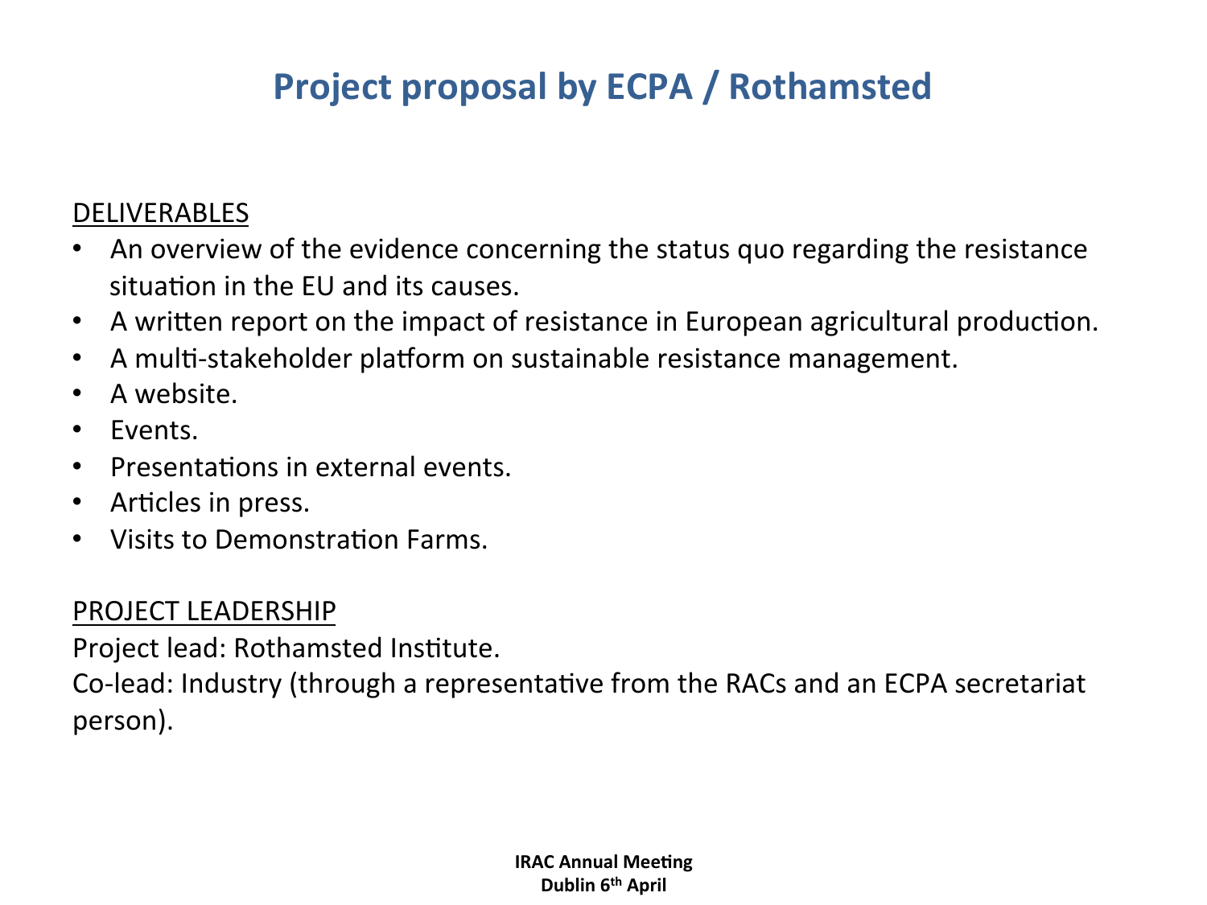# Project proposal by ECPA / Rothamsted

DELIVERABLES

- An overview of the evidence concerning the status quo regarding the resistance situation in the EU and its causes.
- A written report on the impact of resistance in European agricultural production.
- A multi-stakeholder platform on sustainable resistance management.
- A website.
- Events.
- Presentations in external events.
- Articles in press.
- Visits to Demonstration Farms.

PROJECT LEADERSHIP

Project lead: Rothamsted Institute.

Co-lead: Industry (through a representative from the RACs and an ECPA secretariat person).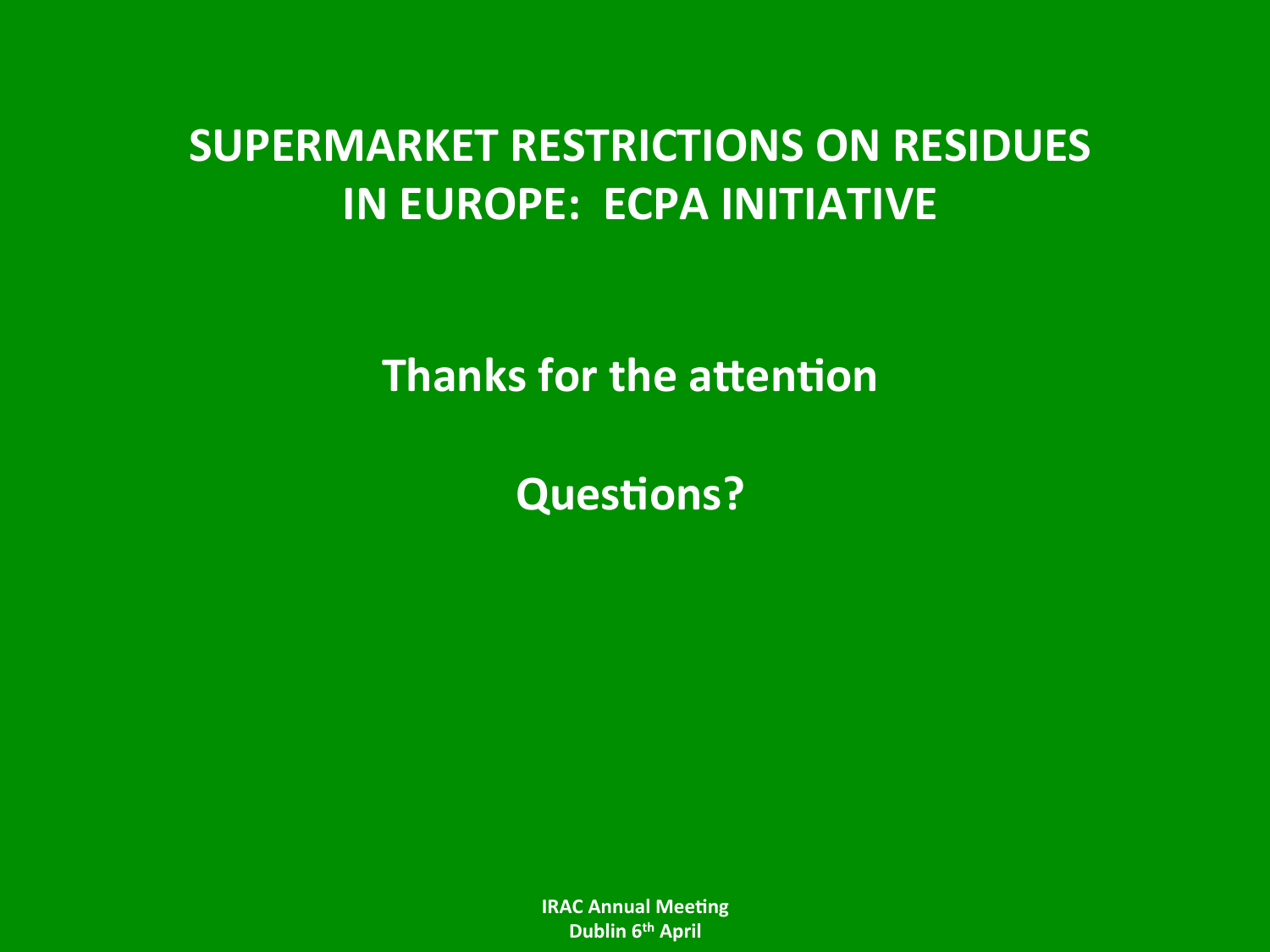# SUPERMARKET RESTRICTIONS ON RESIDUES IN EUROPE: ECPA INITIATIVE

**Thanks for the attention**

**Questions?**

**IRAC Annual Meeting**
**Dublin 6th April**